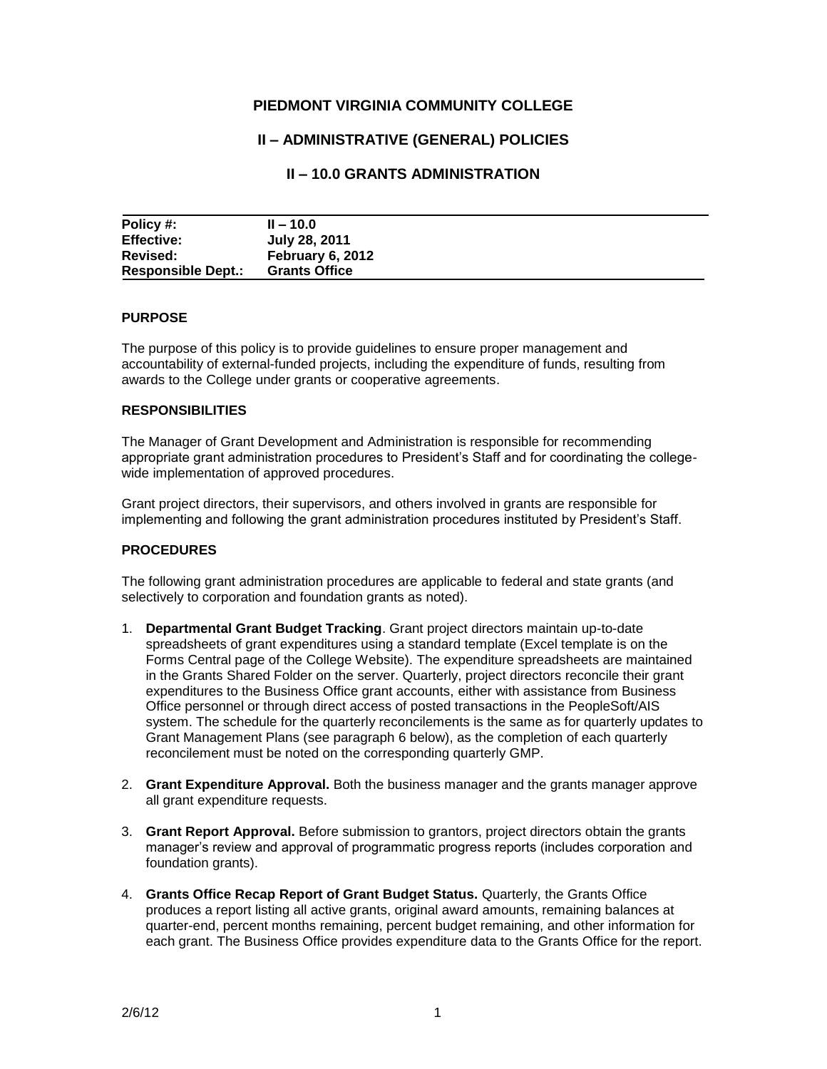# PIEDMONT VIRGINIA COMMUNITY COLLEGE

## II – ADMINISTRATIVE (GENERAL) POLICIES

## II – 10.0 GRANTS ADMINISTRATION

| | |
|---|---|
| **Policy #:** | **II – 10.0** |
| **Effective:** | **July 28, 2011** |
| **Revised:** | **February 6, 2012** |
| **Responsible Dept.:** | **Grants Office** |

### PURPOSE

The purpose of this policy is to provide guidelines to ensure proper management and accountability of external-funded projects, including the expenditure of funds, resulting from awards to the College under grants or cooperative agreements.

### RESPONSIBILITIES

The Manager of Grant Development and Administration is responsible for recommending appropriate grant administration procedures to President's Staff and for coordinating the college-wide implementation of approved procedures.

Grant project directors, their supervisors, and others involved in grants are responsible for implementing and following the grant administration procedures instituted by President's Staff.

### PROCEDURES

The following grant administration procedures are applicable to federal and state grants (and selectively to corporation and foundation grants as noted).

1. **Departmental Grant Budget Tracking**. Grant project directors maintain up-to-date spreadsheets of grant expenditures using a standard template (Excel template is on the Forms Central page of the College Website). The expenditure spreadsheets are maintained in the Grants Shared Folder on the server. Quarterly, project directors reconcile their grant expenditures to the Business Office grant accounts, either with assistance from Business Office personnel or through direct access of posted transactions in the PeopleSoft/AIS system. The schedule for the quarterly reconcilements is the same as for quarterly updates to Grant Management Plans (see paragraph 6 below), as the completion of each quarterly reconcilement must be noted on the corresponding quarterly GMP.

2. **Grant Expenditure Approval.** Both the business manager and the grants manager approve all grant expenditure requests.

3. **Grant Report Approval.** Before submission to grantors, project directors obtain the grants manager's review and approval of programmatic progress reports (includes corporation and foundation grants).

4. **Grants Office Recap Report of Grant Budget Status.** Quarterly, the Grants Office produces a report listing all active grants, original award amounts, remaining balances at quarter-end, percent months remaining, percent budget remaining, and other information for each grant. The Business Office provides expenditure data to the Grants Office for the report.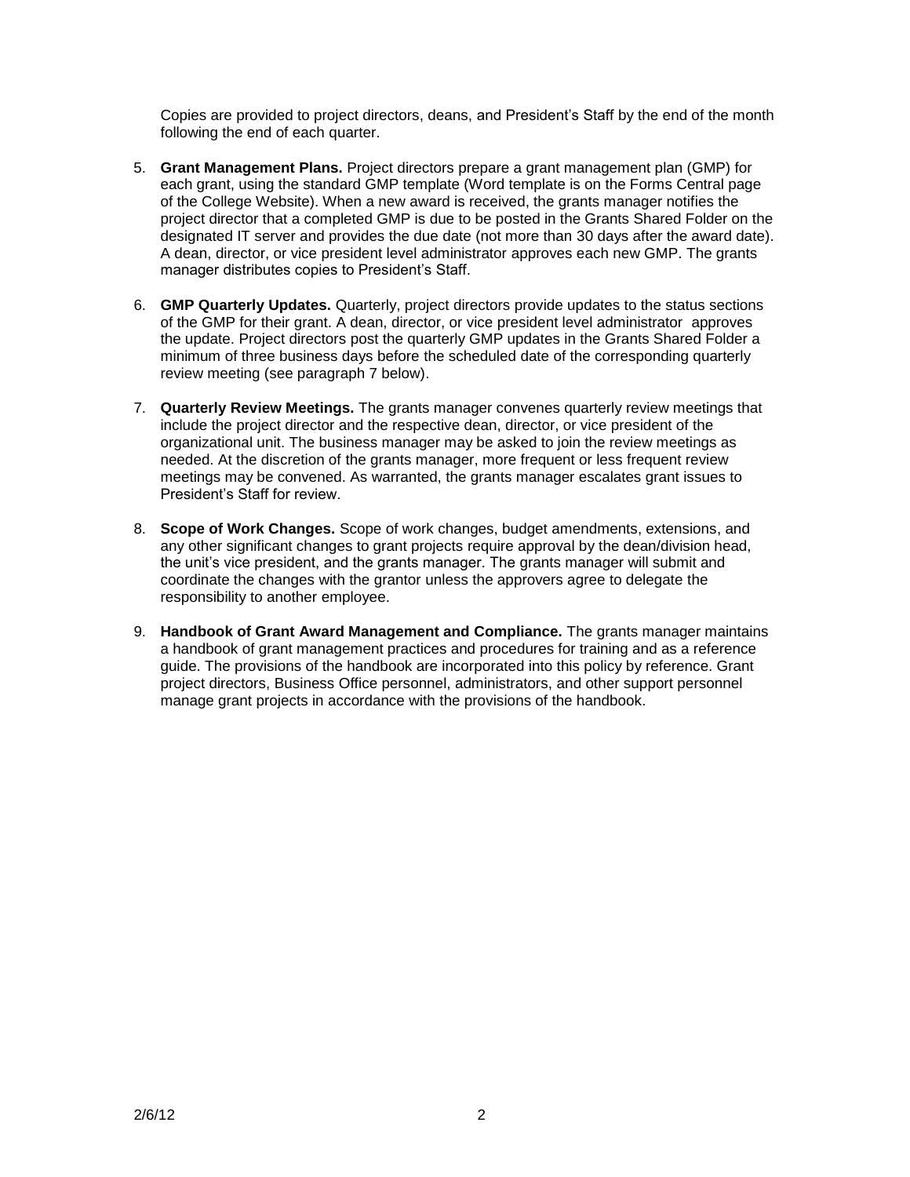Copies are provided to project directors, deans, and President's Staff by the end of the month following the end of each quarter.

5. **Grant Management Plans.** Project directors prepare a grant management plan (GMP) for each grant, using the standard GMP template (Word template is on the Forms Central page of the College Website). When a new award is received, the grants manager notifies the project director that a completed GMP is due to be posted in the Grants Shared Folder on the designated IT server and provides the due date (not more than 30 days after the award date). A dean, director, or vice president level administrator approves each new GMP. The grants manager distributes copies to President's Staff.

6. **GMP Quarterly Updates.** Quarterly, project directors provide updates to the status sections of the GMP for their grant. A dean, director, or vice president level administrator approves the update. Project directors post the quarterly GMP updates in the Grants Shared Folder a minimum of three business days before the scheduled date of the corresponding quarterly review meeting (see paragraph 7 below).

7. **Quarterly Review Meetings.** The grants manager convenes quarterly review meetings that include the project director and the respective dean, director, or vice president of the organizational unit. The business manager may be asked to join the review meetings as needed. At the discretion of the grants manager, more frequent or less frequent review meetings may be convened. As warranted, the grants manager escalates grant issues to President's Staff for review.

8. **Scope of Work Changes.** Scope of work changes, budget amendments, extensions, and any other significant changes to grant projects require approval by the dean/division head, the unit's vice president, and the grants manager. The grants manager will submit and coordinate the changes with the grantor unless the approvers agree to delegate the responsibility to another employee.

9. **Handbook of Grant Award Management and Compliance.** The grants manager maintains a handbook of grant management practices and procedures for training and as a reference guide. The provisions of the handbook are incorporated into this policy by reference. Grant project directors, Business Office personnel, administrators, and other support personnel manage grant projects in accordance with the provisions of the handbook.

2/6/12